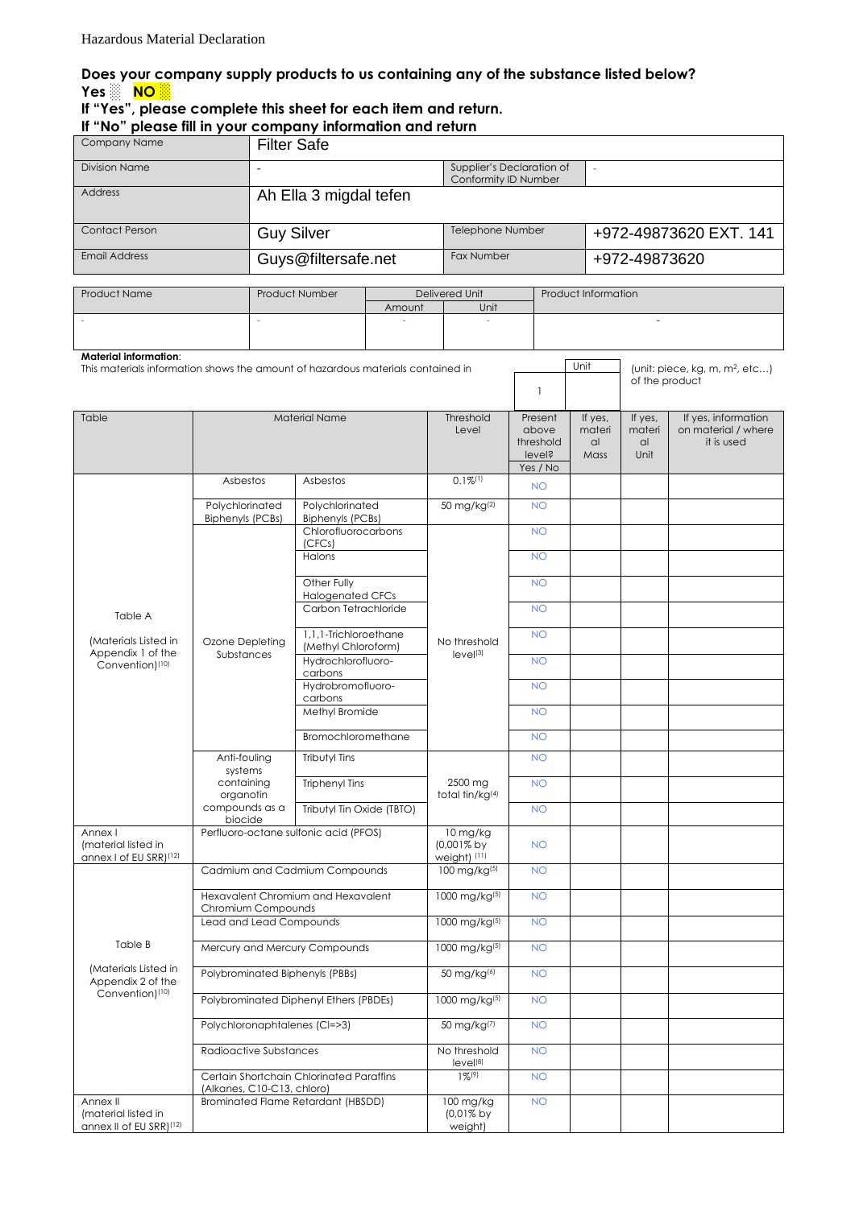Hazardous Material Declaration

**Does your company supply products to us containing any of the substance listed below?**
**Yes ░ NO ░**
**If "Yes", please complete this sheet for each item and return.**
**If "No" please fill in your company information and return**

| Company Name | Filter Safe | | |
|---|---|---|---|
| Division Name | - | Supplier's Declaration of Conformity ID Number | - |
| Address | Ah Ella 3 migdal tefen | | |
| Contact Person | Guy Silver | Telephone Number | +972-49873620 EXT. 141 |
| Email Address | Guys@filtersafe.net | Fax Number | +972-49873620 |

| Product Name | Product Number | Delivered Unit | | Product Information |
|---|---|---|---|---|
| | | Amount | Unit | |
| - | - | - | - | - |

**Material information**:
This materials information shows the amount of hazardous materials contained in | 1 | Unit | (unit: piece, kg, m², etc…) of the product

| Table | Material Name | | Threshold Level | Present above threshold level? Yes / No | If yes, material Mass | If yes, material Unit | If yes, information on material / where it is used |
|---|---|---|---|---|---|---|---|
| Table A (Materials Listed in Appendix 1 of the Convention)[10] | Asbestos | Asbestos | 0.1%[1] | NO | | | |
| | Polychlorinated Biphenyls (PCBs) | Polychlorinated Biphenyls (PCBs) | 50 mg/kg[2] | NO | | | |
| | Ozone Depleting Substances | Chlorofluorocarbons (CFCs) | No threshold level[3] | NO | | | |
| | | Halons | | NO | | | |
| | | Other Fully Halogenated CFCs | | NO | | | |
| | | Carbon Tetrachloride | | NO | | | |
| | | 1,1,1-Trichloroethane (Methyl Chloroform) | | NO | | | |
| | | Hydrochlorofluoro-carbons | | NO | | | |
| | | Hydrobromofluoro-carbons | | NO | | | |
| | | Methyl Bromide | | NO | | | |
| | | Bromochloromethane | | NO | | | |
| | Anti-fouling systems containing organotin compounds as a biocide | Tributyl Tins | 2500 mg total tin/kg[4] | NO | | | |
| | | Triphenyl Tins | | NO | | | |
| | | Tributyl Tin Oxide (TBTO) | | NO | | | |
| Annex I (material listed in annex I of EU SRR)[12] | Perfluoro-octane sulfonic acid (PFOS) | | 10 mg/kg (0,001% by weight) [11] | NO | | | |
| Table B (Materials Listed in Appendix 2 of the Convention)[10] | Cadmium and Cadmium Compounds | | 100 mg/kg[5] | NO | | | |
| | Hexavalent Chromium and Hexavalent Chromium Compounds | | 1000 mg/kg[5] | NO | | | |
| | Lead and Lead Compounds | | 1000 mg/kg[5] | NO | | | |
| | Mercury and Mercury Compounds | | 1000 mg/kg[5] | NO | | | |
| | Polybrominated Biphenyls (PBBs) | | 50 mg/kg[6] | NO | | | |
| | Polybrominated Diphenyl Ethers (PBDEs) | | 1000 mg/kg[5] | NO | | | |
| | Polychloronaphtalenes (Cl=>3) | | 50 mg/kg[7] | NO | | | |
| | Radioactive Substances | | No threshold level[8] | NO | | | |
| | Certain Shortchain Chlorinated Paraffins (Alkanes, C10-C13, chloro) | | 1%[9] | NO | | | |
| Annex II (material listed in annex II of EU SRR)[12] | Brominated Flame Retardant (HBSDD) | | 100 mg/kg (0,01% by weight) | NO | | | |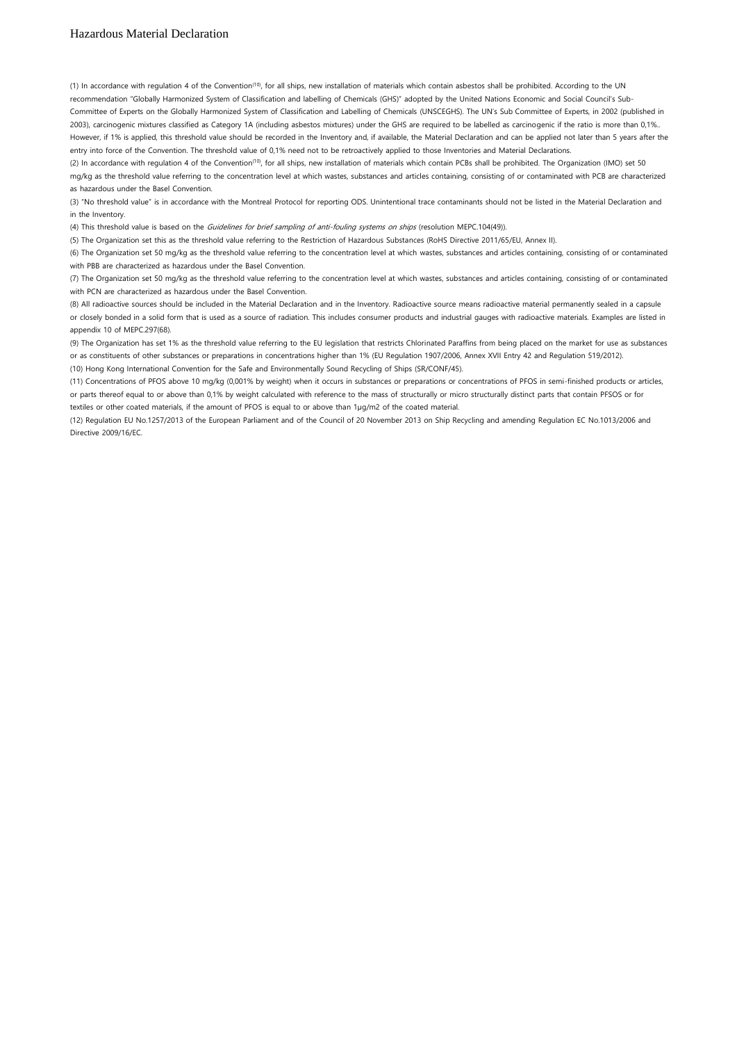# Hazardous Material Declaration

(1) In accordance with regulation 4 of the Convention[10], for all ships, new installation of materials which contain asbestos shall be prohibited. According to the UN recommendation "Globally Harmonized System of Classification and labelling of Chemicals (GHS)" adopted by the United Nations Economic and Social Council's Sub-Committee of Experts on the Globally Harmonized System of Classification and Labelling of Chemicals (UNSCEGHS). The UN's Sub Committee of Experts, in 2002 (published in 2003), carcinogenic mixtures classified as Category 1A (including asbestos mixtures) under the GHS are required to be labelled as carcinogenic if the ratio is more than 0,1%.. However, if 1% is applied, this threshold value should be recorded in the Inventory and, if available, the Material Declaration and can be applied not later than 5 years after the entry into force of the Convention. The threshold value of 0,1% need not to be retroactively applied to those Inventories and Material Declarations.

(2) In accordance with regulation 4 of the Convention[10], for all ships, new installation of materials which contain PCBs shall be prohibited. The Organization (IMO) set 50 mg/kg as the threshold value referring to the concentration level at which wastes, substances and articles containing, consisting of or contaminated with PCB are characterized as hazardous under the Basel Convention.

(3) "No threshold value" is in accordance with the Montreal Protocol for reporting ODS. Unintentional trace contaminants should not be listed in the Material Declaration and in the Inventory.

(4) This threshold value is based on the *Guidelines for brief sampling of anti-fouling systems on ships* (resolution MEPC.104(49)).

(5) The Organization set this as the threshold value referring to the Restriction of Hazardous Substances (RoHS Directive 2011/65/EU, Annex II).

(6) The Organization set 50 mg/kg as the threshold value referring to the concentration level at which wastes, substances and articles containing, consisting of or contaminated with PBB are characterized as hazardous under the Basel Convention.

(7) The Organization set 50 mg/kg as the threshold value referring to the concentration level at which wastes, substances and articles containing, consisting of or contaminated with PCN are characterized as hazardous under the Basel Convention.

(8) All radioactive sources should be included in the Material Declaration and in the Inventory. Radioactive source means radioactive material permanently sealed in a capsule or closely bonded in a solid form that is used as a source of radiation. This includes consumer products and industrial gauges with radioactive materials. Examples are listed in appendix 10 of MEPC.297(68).

(9) The Organization has set 1% as the threshold value referring to the EU legislation that restricts Chlorinated Paraffins from being placed on the market for use as substances or as constituents of other substances or preparations in concentrations higher than 1% (EU Regulation 1907/2006, Annex XVII Entry 42 and Regulation 519/2012).

(10) Hong Kong International Convention for the Safe and Environmentally Sound Recycling of Ships (SR/CONF/45).

(11) Concentrations of PFOS above 10 mg/kg (0,001% by weight) when it occurs in substances or preparations or concentrations of PFOS in semi-finished products or articles, or parts thereof equal to or above than 0,1% by weight calculated with reference to the mass of structurally or micro structurally distinct parts that contain PFSOS or for textiles or other coated materials, if the amount of PFOS is equal to or above than 1μg/m2 of the coated material.

(12) Regulation EU No.1257/2013 of the European Parliament and of the Council of 20 November 2013 on Ship Recycling and amending Regulation EC No.1013/2006 and Directive 2009/16/EC.